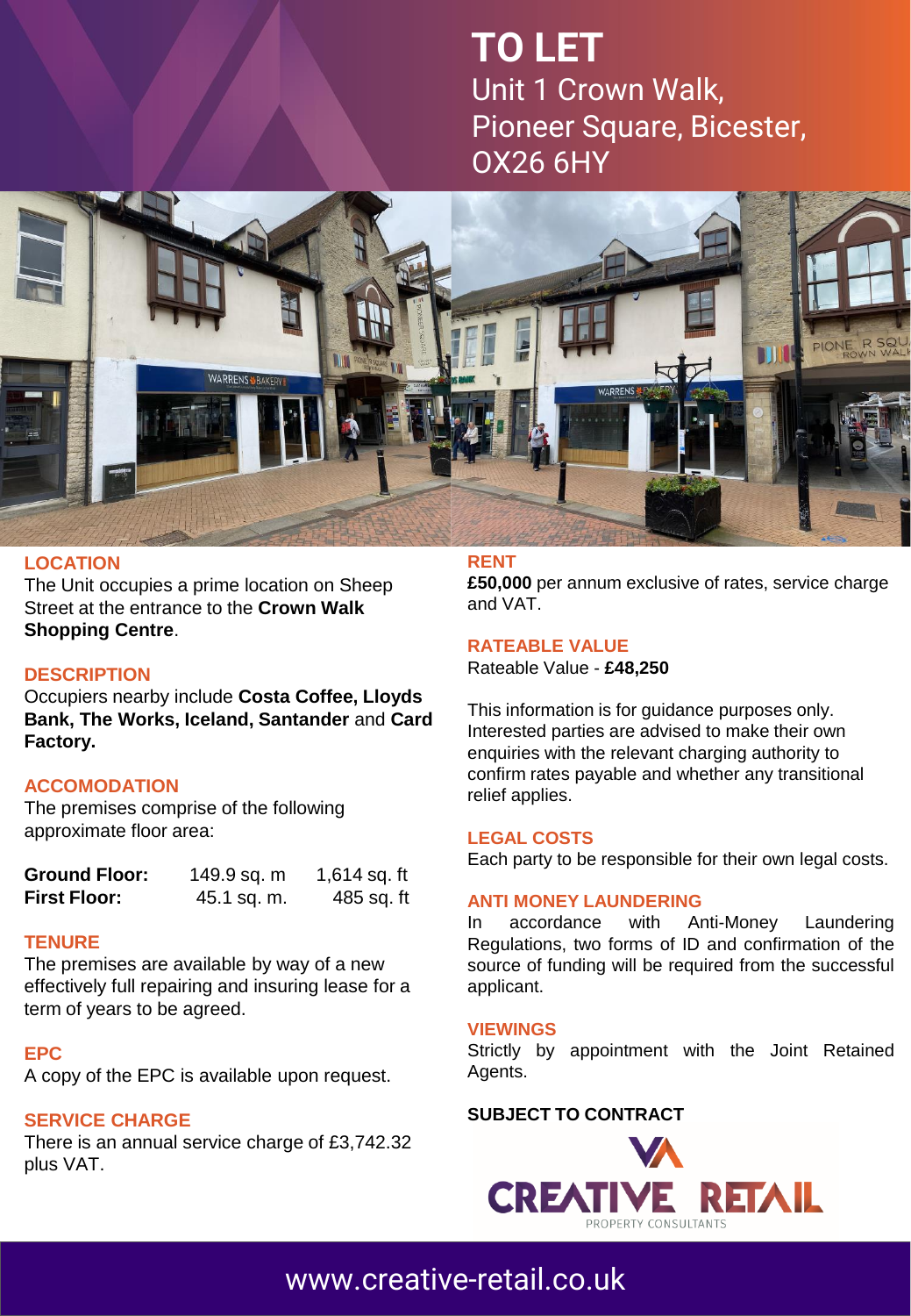# TO LET

Unit 1 Crown Walk, Pioneer Square, Bicester, OX26 6HY

## LOCATION

The Unit occupies a prime location on Sheep Street at the entrance to the **Crown Walk Shopping Centre**.

## DESCRIPTION

Occupiers nearby include **Costa Coffee, Lloyds Bank, The Works, Iceland, Santander** and **Card Factory.**

## ACCOMODATION

The premises comprise of the following approximate floor area:

| | | |
|---|---|---|
| **Ground Floor:** | 149.9 sq. m | 1,614 sq. ft |
| **First Floor:** | 45.1 sq. m. | 485 sq. ft |

## TENURE

The premises are available by way of a new effectively full repairing and insuring lease for a term of years to be agreed.

## EPC

A copy of the EPC is available upon request.

## SERVICE CHARGE

There is an annual service charge of £3,742.32 plus VAT.

## RENT

**£50,000** per annum exclusive of rates, service charge and VAT.

## RATEABLE VALUE

Rateable Value - **£48,250**

This information is for guidance purposes only. Interested parties are advised to make their own enquiries with the relevant charging authority to confirm rates payable and whether any transitional relief applies.

## LEGAL COSTS

Each party to be responsible for their own legal costs.

## ANTI MONEY LAUNDERING

In accordance with Anti-Money Laundering Regulations, two forms of ID and confirmation of the source of funding will be required from the successful applicant.

## VIEWINGS

Strictly by appointment with the Joint Retained Agents.

**SUBJECT TO CONTRACT**

CREATIVE RETAIL PROPERTY CONSULTANTS

www.creative-retail.co.uk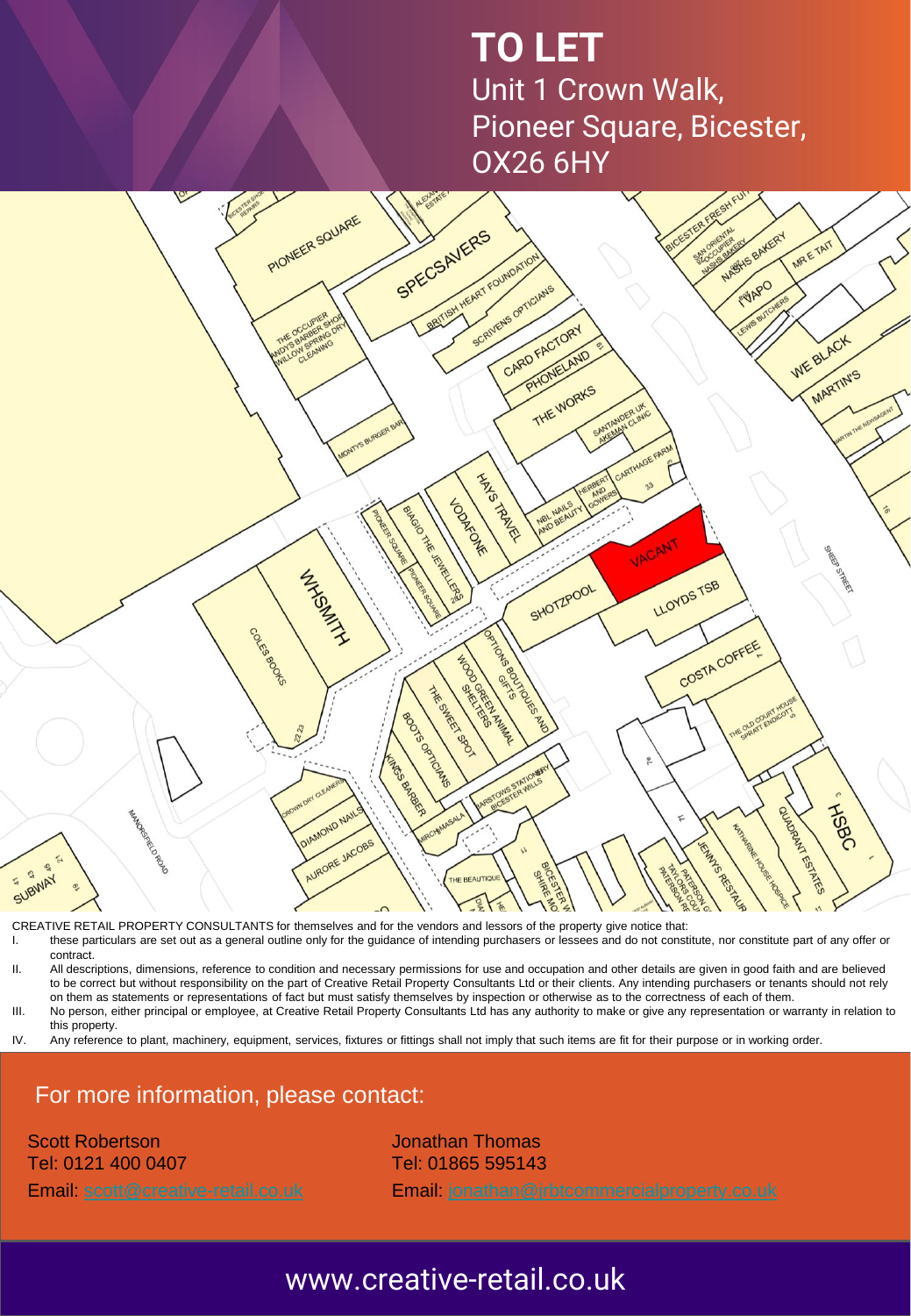# TO LET

Unit 1 Crown Walk,
Pioneer Square, Bicester,
OX26 6HY

CREATIVE RETAIL PROPERTY CONSULTANTS for themselves and for the vendors and lessors of the property give notice that:

I. these particulars are set out as a general outline only for the guidance of intending purchasers or lessees and do not constitute, nor constitute part of any offer or contract.
II. All descriptions, dimensions, reference to condition and necessary permissions for use and occupation and other details are given in good faith and are believed to be correct but without responsibility on the part of Creative Retail Property Consultants Ltd or their clients. Any intending purchasers or tenants should not rely on them as statements or representations of fact but must satisfy themselves by inspection or otherwise as to the correctness of each of them.
III. No person, either principal or employee, at Creative Retail Property Consultants Ltd has any authority to make or give any representation or warranty in relation to this property.
IV. Any reference to plant, machinery, equipment, services, fixtures or fittings shall not imply that such items are fit for their purpose or in working order.

## For more information, please contact:

Scott Robertson
Tel: 0121 400 0407
Email: scott@creative-retail.co.uk

Jonathan Thomas
Tel: 01865 595143
Email: jonathan@jrbtcommercialproperty.co.uk

www.creative-retail.co.uk